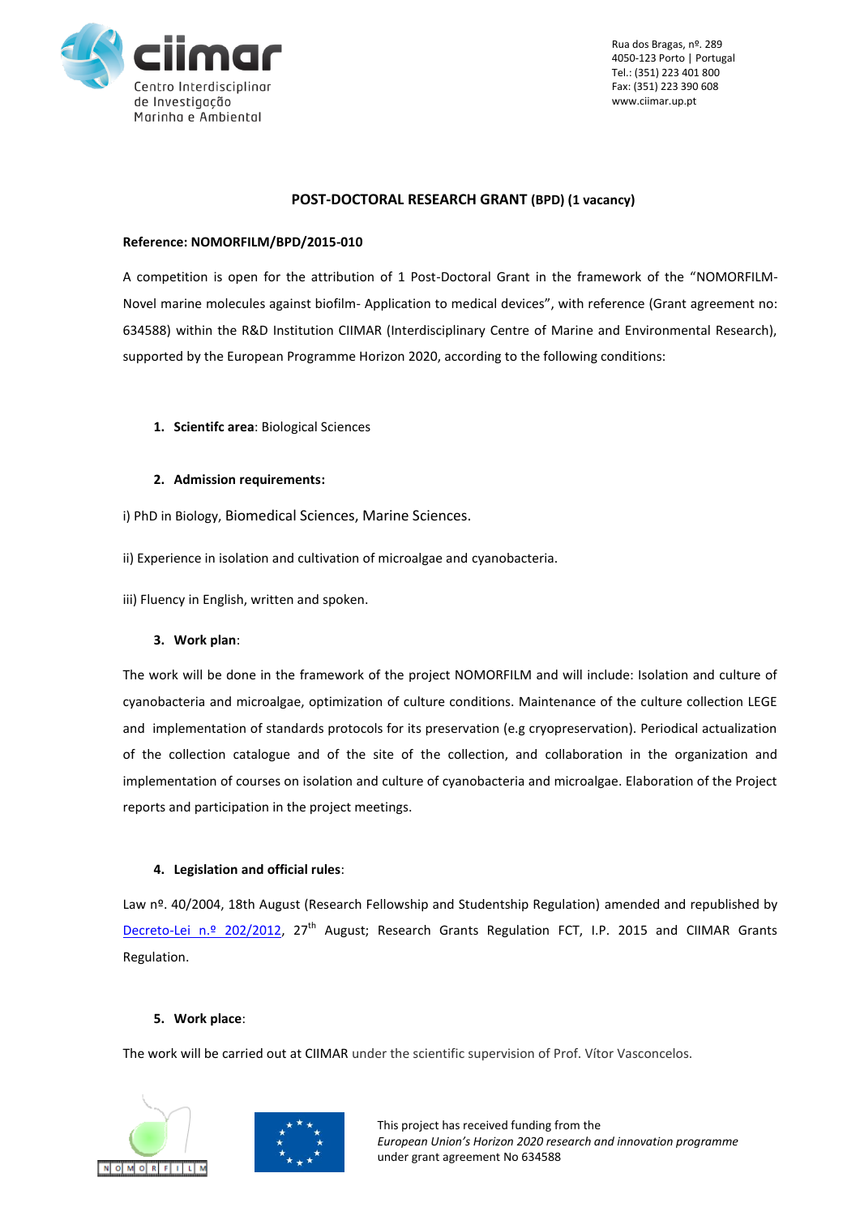Rua dos Bragas, nº. 289
4050-123 Porto | Portugal
Tel.: (351) 223 401 800
Fax: (351) 223 390 608
www.ciimar.up.pt

## POST-DOCTORAL RESEARCH GRANT (BPD) (1 vacancy)

**Reference: NOMORFILM/BPD/2015-010**

A competition is open for the attribution of 1 Post-Doctoral Grant in the framework of the "NOMORFILM- Novel marine molecules against biofilm- Application to medical devices", with reference (Grant agreement no: 634588) within the R&D Institution CIIMAR (Interdisciplinary Centre of Marine and Environmental Research), supported by the European Programme Horizon 2020, according to the following conditions:

1. **Scientifc area**: Biological Sciences

2. **Admission requirements:**

i) PhD in Biology, Biomedical Sciences, Marine Sciences.

ii) Experience in isolation and cultivation of microalgae and cyanobacteria.

iii) Fluency in English, written and spoken.

3. **Work plan**:

The work will be done in the framework of the project NOMORFILM and will include: Isolation and culture of cyanobacteria and microalgae, optimization of culture conditions. Maintenance of the culture collection LEGE and implementation of standards protocols for its preservation (e.g cryopreservation). Periodical actualization of the collection catalogue and of the site of the collection, and collaboration in the organization and implementation of courses on isolation and culture of cyanobacteria and microalgae. Elaboration of the Project reports and participation in the project meetings.

4. **Legislation and official rules**:

Law nº. 40/2004, 18th August (Research Fellowship and Studentship Regulation) amended and republished by Decreto-Lei n.º 202/2012, 27th August; Research Grants Regulation FCT, I.P. 2015 and CIIMAR Grants Regulation.

5. **Work place**:

The work will be carried out at CIIMAR under the scientific supervision of Prof. Vítor Vasconcelos.

This project has received funding from the *European Union's Horizon 2020 research and innovation programme* under grant agreement No 634588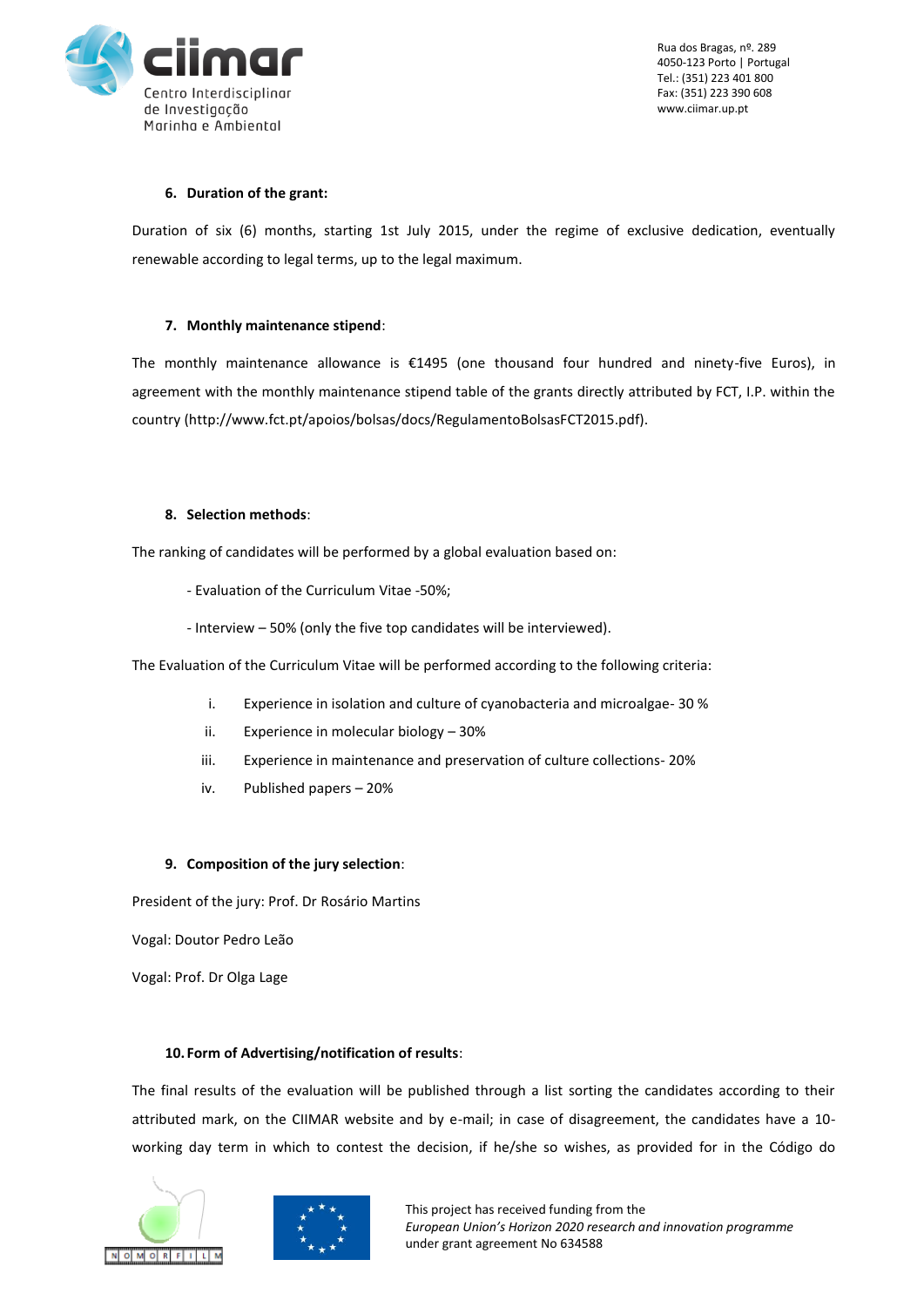## 6. Duration of the grant:

Duration of six (6) months, starting 1st July 2015, under the regime of exclusive dedication, eventually renewable according to legal terms, up to the legal maximum.

## 7. Monthly maintenance stipend:

The monthly maintenance allowance is €1495 (one thousand four hundred and ninety-five Euros), in agreement with the monthly maintenance stipend table of the grants directly attributed by FCT, I.P. within the country (http://www.fct.pt/apoios/bolsas/docs/RegulamentoBolsasFCT2015.pdf).

## 8. Selection methods:

The ranking of candidates will be performed by a global evaluation based on:

- Evaluation of the Curriculum Vitae -50%;
- Interview – 50% (only the five top candidates will be interviewed).

The Evaluation of the Curriculum Vitae will be performed according to the following criteria:

i. Experience in isolation and culture of cyanobacteria and microalgae- 30 %
ii. Experience in molecular biology – 30%
iii. Experience in maintenance and preservation of culture collections- 20%
iv. Published papers – 20%

## 9. Composition of the jury selection:

President of the jury: Prof. Dr Rosário Martins

Vogal: Doutor Pedro Leão

Vogal: Prof. Dr Olga Lage

## 10. Form of Advertising/notification of results:

The final results of the evaluation will be published through a list sorting the candidates according to their attributed mark, on the CIIMAR website and by e-mail; in case of disagreement, the candidates have a 10-working day term in which to contest the decision, if he/she so wishes, as provided for in the Código do

This project has received funding from the *European Union's Horizon 2020 research and innovation programme* under grant agreement No 634588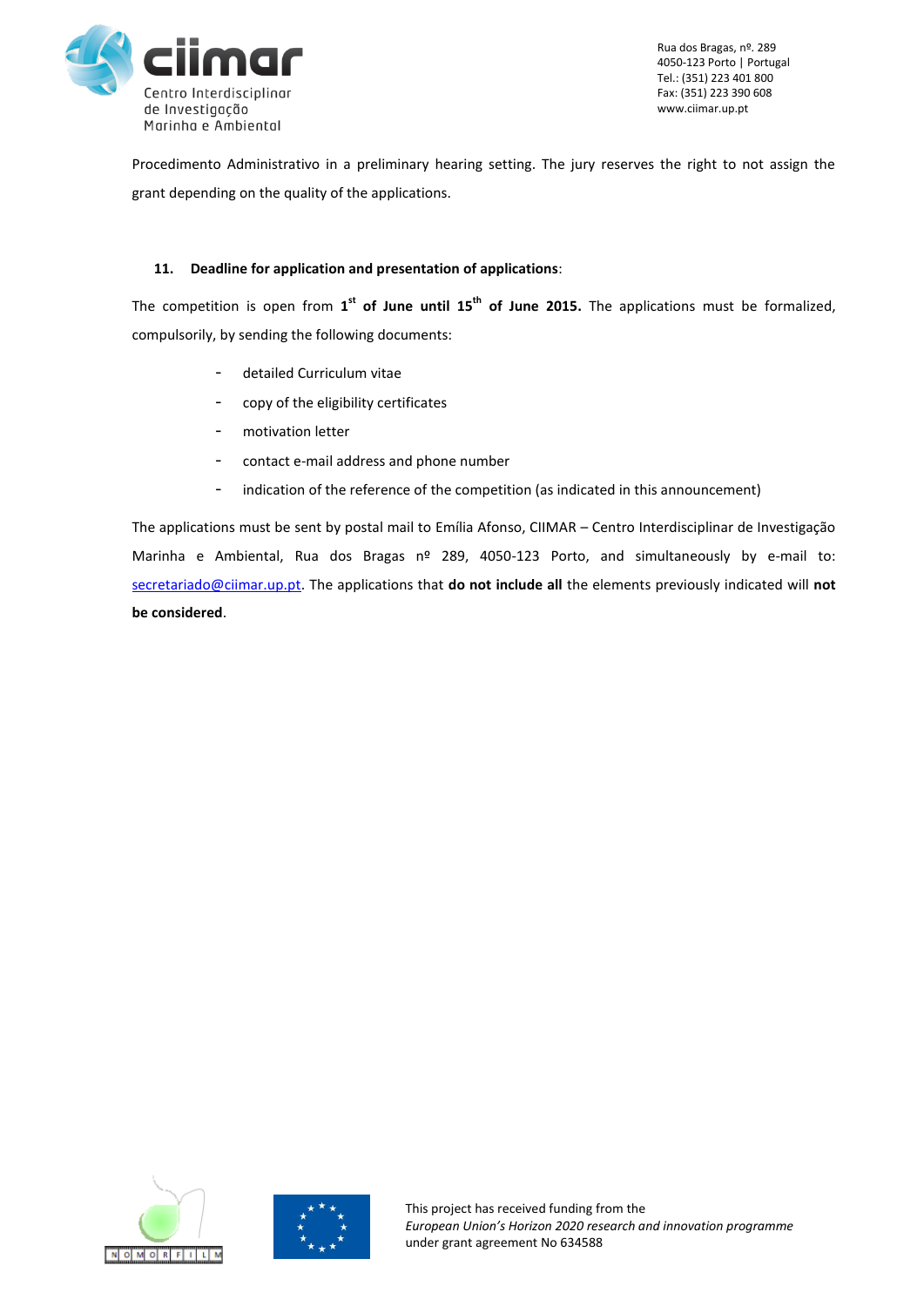Procedimento Administrativo in a preliminary hearing setting. The jury reserves the right to not assign the grant depending on the quality of the applications.

**11. Deadline for application and presentation of applications**:

The competition is open from **1st of June until 15th of June 2015.** The applications must be formalized, compulsorily, by sending the following documents:

- detailed Curriculum vitae
- copy of the eligibility certificates
- motivation letter
- contact e-mail address and phone number
- indication of the reference of the competition (as indicated in this announcement)

The applications must be sent by postal mail to Emília Afonso, CIIMAR – Centro Interdisciplinar de Investigação Marinha e Ambiental, Rua dos Bragas nº 289, 4050-123 Porto, and simultaneously by e-mail to: secretariado@ciimar.up.pt. The applications that **do not include all** the elements previously indicated will **not be considered**.

This project has received funding from the
*European Union's Horizon 2020 research and innovation programme*
under grant agreement No 634588